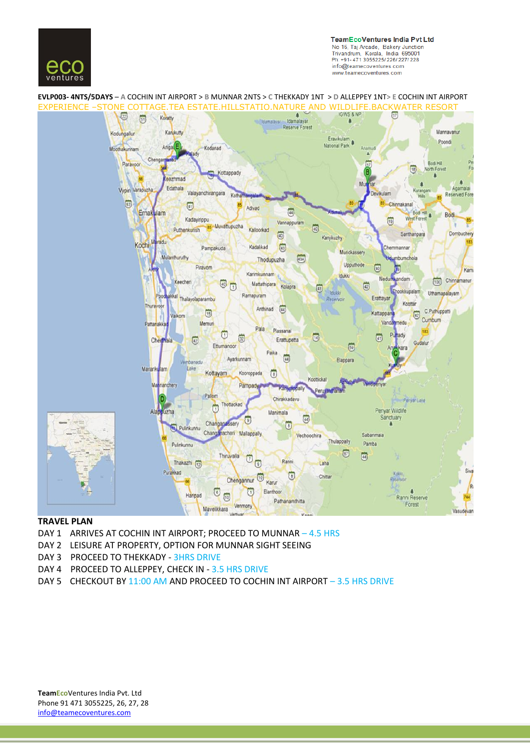TeamEcoVentures India Pvt Ltd
No 15, Taj Arcade, Bakery Junction
Trivandrum, Kerala, India 695001
Ph: +91- 471 3055225/ 226/ 227/ 228
info@teamecoventures.com
www.teamecoventures.com

**EVLP003- 4NTS/5DAYS** – A COCHIN INT AIRPORT > B MUNNAR 2NTS > C THEKKADY 1NT > D ALLEPPEY 1NT> E COCHIN INT AIRPORT

EXPERIENCE –STONE COTTAGE.TEA ESTATE.HILLSTATIO.NATURE AND WILDLIFE.BACKWATER RESORT

## TRAVEL PLAN

DAY 1 ARRIVES AT COCHIN INT AIRPORT; PROCEED TO MUNNAR – 4.5 HRS

DAY 2 LEISURE AT PROPERTY, OPTION FOR MUNNAR SIGHT SEEING

DAY 3 PROCEED TO THEKKADY - 3HRS DRIVE

DAY 4 PROCEED TO ALLEPPEY, CHECK IN - 3.5 HRS DRIVE

DAY 5 CHECKOUT BY 11:00 AM AND PROCEED TO COCHIN INT AIRPORT – 3.5 HRS DRIVE

**TeamEcoVentures India Pvt. Ltd**
Phone 91 471 3055225, 26, 27, 28
info@teamecoventures.com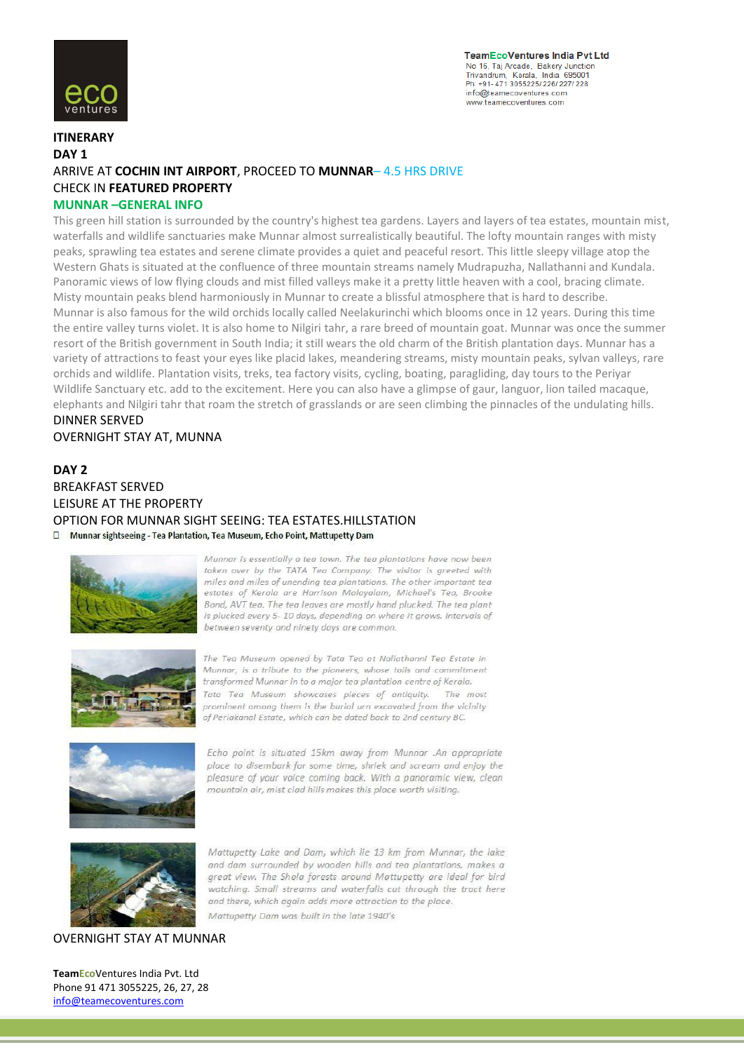**TeamEcoVentures India Pvt Ltd**
No 15, Taj Arcade, Bakery Junction
Trivandrum, Kerala, India 695001
Ph: +91- 471 3055225/ 226/ 227/ 228
info@teamecoventures.com
www.teamecoventures.com

**ITINERARY**

**DAY 1**

ARRIVE AT **COCHIN INT AIRPORT**, PROCEED TO **MUNNAR**– 4.5 HRS DRIVE

CHECK IN **FEATURED PROPERTY**

**MUNNAR –GENERAL INFO**

This green hill station is surrounded by the country's highest tea gardens. Layers and layers of tea estates, mountain mist, waterfalls and wildlife sanctuaries make Munnar almost surrealistically beautiful. The lofty mountain ranges with misty peaks, sprawling tea estates and serene climate provides a quiet and peaceful resort. This little sleepy village atop the Western Ghats is situated at the confluence of three mountain streams namely Mudrapuzha, Nallathanni and Kundala. Panoramic views of low flying clouds and mist filled valleys make it a pretty little heaven with a cool, bracing climate. Misty mountain peaks blend harmoniously in Munnar to create a blissful atmosphere that is hard to describe.
Munnar is also famous for the wild orchids locally called Neelakurinchi which blooms once in 12 years. During this time the entire valley turns violet. It is also home to Nilgiri tahr, a rare breed of mountain goat. Munnar was once the summer resort of the British government in South India; it still wears the old charm of the British plantation days. Munnar has a variety of attractions to feast your eyes like placid lakes, meandering streams, misty mountain peaks, sylvan valleys, rare orchids and wildlife. Plantation visits, treks, tea factory visits, cycling, boating, paragliding, day tours to the Periyar Wildlife Sanctuary etc. add to the excitement. Here you can also have a glimpse of gaur, languor, lion tailed macaque, elephants and Nilgiri tahr that roam the stretch of grasslands or are seen climbing the pinnacles of the undulating hills.

DINNER SERVED

OVERNIGHT STAY AT, MUNNA

**DAY 2**

BREAKFAST SERVED

LEISURE AT THE PROPERTY

OPTION FOR MUNNAR SIGHT SEEING: TEA ESTATES.HILLSTATION

- **Munnar sightseeing - Tea Plantation, Tea Museum, Echo Point, Mattupetty Dam**

*Munnar is essentially a tea town. The tea plantations have now been taken over by the TATA Tea Company. The visitor is greeted with miles and miles of unending tea plantations. The other important tea estates of Kerala are Harrison Malayalam, Michael's Tea, Brooke Bond, AVT tea. The tea leaves are mostly hand plucked. The tea plant is plucked every 5- 10 days, depending on where it grows. Intervals of between seventy and ninety days are common.*

*The Tea Museum opened by Tata Tea at Nallathanni Tea Estate in Munnar, is a tribute to the pioneers, whose toils and commitment transformed Munnar in to a major tea plantation centre of Kerala. Tata Tea Museum showcases pieces of antiquity. The most prominent among them is the burial urn excavated from the vicinity of Periakanal Estate, which can be dated back to 2nd century BC.*

*Echo point is situated 15km away from Munnar .An appropriate place to disembark for some time, shriek and scream and enjoy the pleasure of your voice coming back. With a panoramic view, clean mountain air, mist clad hills makes this place worth visiting.*

*Mattupetty Lake and Dam, which lie 13 km from Munnar, the lake and dam surrounded by wooden hills and tea plantations, makes a great view. The Shola forests around Mattupetty are ideal for bird watching. Small streams and waterfalls cut through the tract here and there, which again adds more attraction to the place.*

*Mattupetty Dam was built in the late 1940's*

OVERNIGHT STAY AT MUNNAR

**TeamEcoVentures India Pvt. Ltd**
Phone 91 471 3055225, 26, 27, 28
info@teamecoventures.com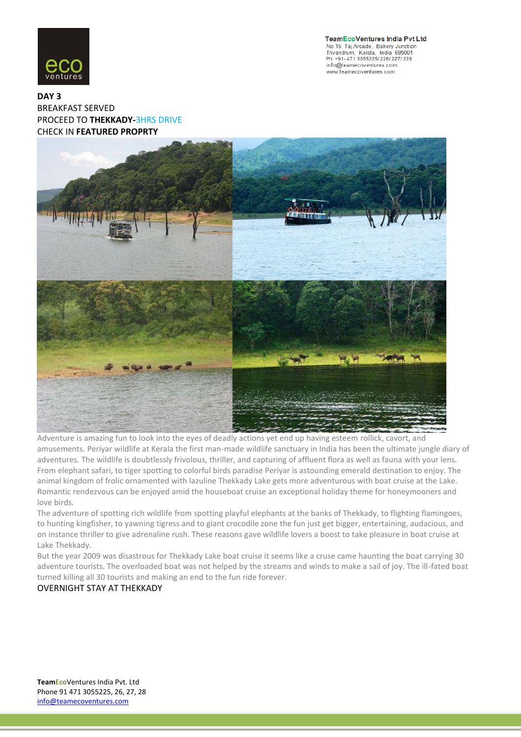**DAY 3**

BREAKFAST SERVED

PROCEED TO **THEKKADY-**3HRS DRIVE

CHECK IN **FEATURED PROPRTY**

Adventure is amazing fun to look into the eyes of deadly actions yet end up having esteem rollick, cavort, and amusements. Periyar wildlife at Kerala the first man-made wildlife sanctuary in India has been the ultimate jungle diary of adventures. The wildlife is doubtlessly frivolous, thriller, and capturing of affluent flora as well as fauna with your lens. From elephant safari, to tiger spotting to colorful birds paradise Periyar is astounding emerald destination to enjoy. The animal kingdom of frolic ornamented with lazuline Thekkady Lake gets more adventurous with boat cruise at the Lake. Romantic rendezvous can be enjoyed amid the houseboat cruise an exceptional holiday theme for honeymooners and love birds.

The adventure of spotting rich wildlife from spotting playful elephants at the banks of Thekkady, to flighting flamingoes, to hunting kingfisher, to yawning tigress and to giant crocodile zone the fun just get bigger, entertaining, audacious, and on instance thriller to give adrenaline rush. These reasons gave wildlife lovers a boost to take pleasure in boat cruise at Lake Thekkady.

But the year 2009 was disastrous for Thekkady Lake boat cruise it seems like a cruse came haunting the boat carrying 30 adventure tourists. The overloaded boat was not helped by the streams and winds to make a sail of joy. The ill-fated boat turned killing all 30 tourists and making an end to the fun ride forever.

OVERNIGHT STAY AT THEKKADY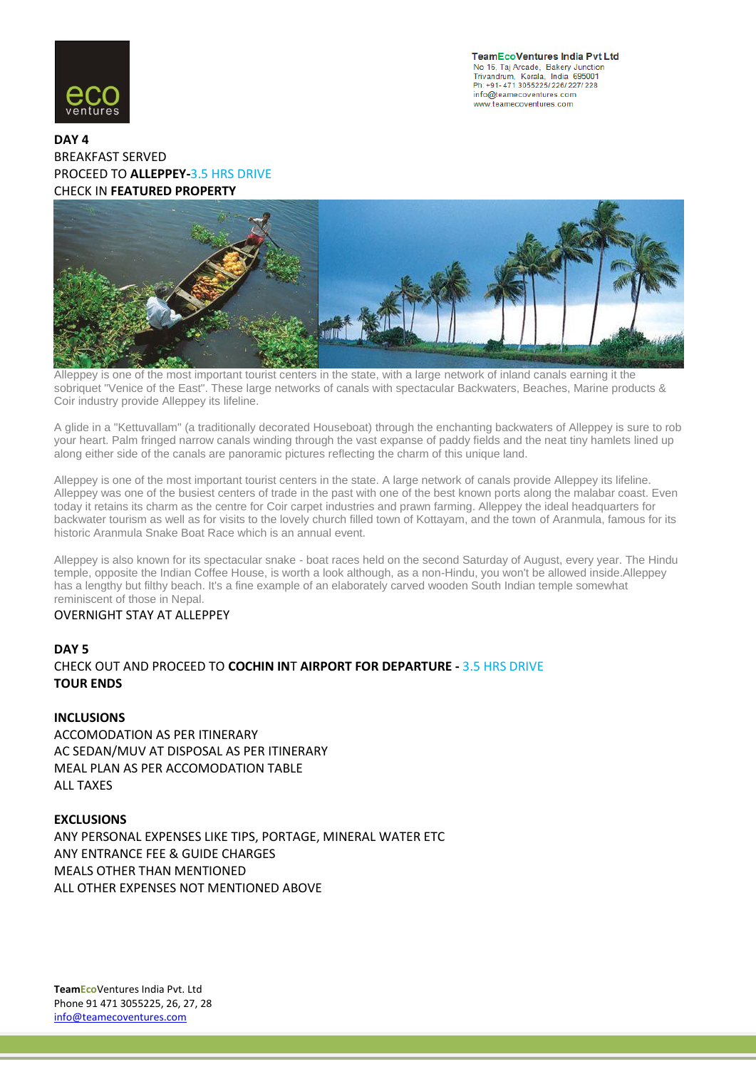**DAY 4**

BREAKFAST SERVED

PROCEED TO **ALLEPPEY-**3.5 HRS DRIVE

CHECK IN **FEATURED PROPERTY**

Alleppey is one of the most important tourist centers in the state, with a large network of inland canals earning it the sobriquet "Venice of the East". These large networks of canals with spectacular Backwaters, Beaches, Marine products & Coir industry provide Alleppey its lifeline.

A glide in a "Kettuvallam" (a traditionally decorated Houseboat) through the enchanting backwaters of Alleppey is sure to rob your heart. Palm fringed narrow canals winding through the vast expanse of paddy fields and the neat tiny hamlets lined up along either side of the canals are panoramic pictures reflecting the charm of this unique land.

Alleppey is one of the most important tourist centers in the state. A large network of canals provide Alleppey its lifeline. Alleppey was one of the busiest centers of trade in the past with one of the best known ports along the malabar coast. Even today it retains its charm as the centre for Coir carpet industries and prawn farming. Alleppey the ideal headquarters for backwater tourism as well as for visits to the lovely church filled town of Kottayam, and the town of Aranmula, famous for its historic Aranmula Snake Boat Race which is an annual event.

Alleppey is also known for its spectacular snake - boat races held on the second Saturday of August, every year. The Hindu temple, opposite the Indian Coffee House, is worth a look although, as a non-Hindu, you won't be allowed inside.Alleppey has a lengthy but filthy beach. It's a fine example of an elaborately carved wooden South Indian temple somewhat reminiscent of those in Nepal.

OVERNIGHT STAY AT ALLEPPEY

**DAY 5**

CHECK OUT AND PROCEED TO **COCHIN IN**T **AIRPORT FOR DEPARTURE -** 3.5 HRS DRIVE

**TOUR ENDS**

**INCLUSIONS**

ACCOMODATION AS PER ITINERARY

AC SEDAN/MUV AT DISPOSAL AS PER ITINERARY

MEAL PLAN AS PER ACCOMODATION TABLE

ALL TAXES

**EXCLUSIONS**

ANY PERSONAL EXPENSES LIKE TIPS, PORTAGE, MINERAL WATER ETC

ANY ENTRANCE FEE & GUIDE CHARGES

MEALS OTHER THAN MENTIONED

ALL OTHER EXPENSES NOT MENTIONED ABOVE